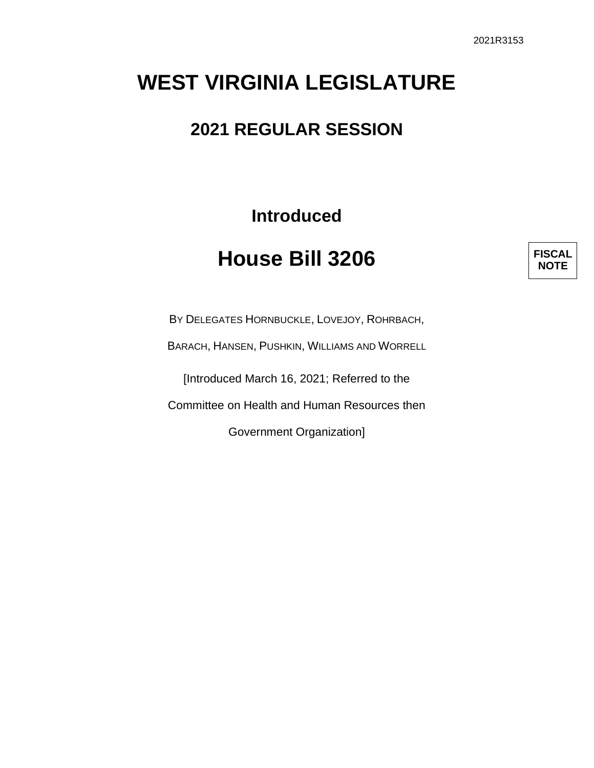2021R3153

# WEST VIRGINIA LEGISLATURE

## 2021 REGULAR SESSION

### Introduced

# House Bill 3206

**FISCAL NOTE**

BY DELEGATES HORNBUCKLE, LOVEJOY, ROHRBACH,

BARACH, HANSEN, PUSHKIN, WILLIAMS AND WORRELL

[Introduced March 16, 2021; Referred to the

Committee on Health and Human Resources then

Government Organization]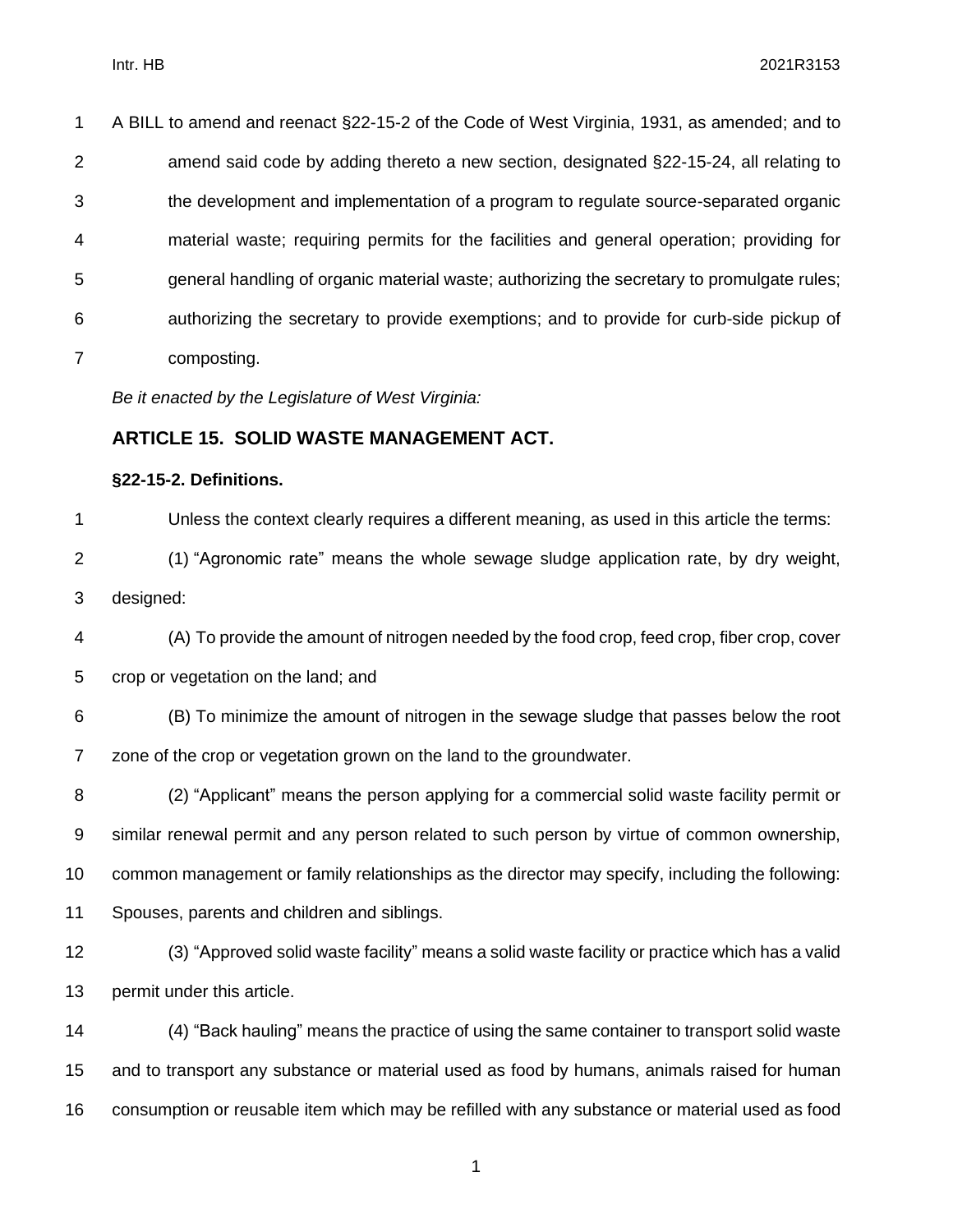A BILL to amend and reenact §22-15-2 of the Code of West Virginia, 1931, as amended; and to amend said code by adding thereto a new section, designated §22-15-24, all relating to the development and implementation of a program to regulate source-separated organic material waste; requiring permits for the facilities and general operation; providing for general handling of organic material waste; authorizing the secretary to promulgate rules; authorizing the secretary to provide exemptions; and to provide for curb-side pickup of composting.

*Be it enacted by the Legislature of West Virginia:*

## ARTICLE 15. SOLID WASTE MANAGEMENT ACT.

### §22-15-2. Definitions.

Unless the context clearly requires a different meaning, as used in this article the terms:

(1) "Agronomic rate" means the whole sewage sludge application rate, by dry weight, designed:

(A) To provide the amount of nitrogen needed by the food crop, feed crop, fiber crop, cover crop or vegetation on the land; and

(B) To minimize the amount of nitrogen in the sewage sludge that passes below the root zone of the crop or vegetation grown on the land to the groundwater.

(2) "Applicant" means the person applying for a commercial solid waste facility permit or similar renewal permit and any person related to such person by virtue of common ownership, common management or family relationships as the director may specify, including the following: Spouses, parents and children and siblings.

(3) "Approved solid waste facility" means a solid waste facility or practice which has a valid permit under this article.

(4) "Back hauling" means the practice of using the same container to transport solid waste and to transport any substance or material used as food by humans, animals raised for human consumption or reusable item which may be refilled with any substance or material used as food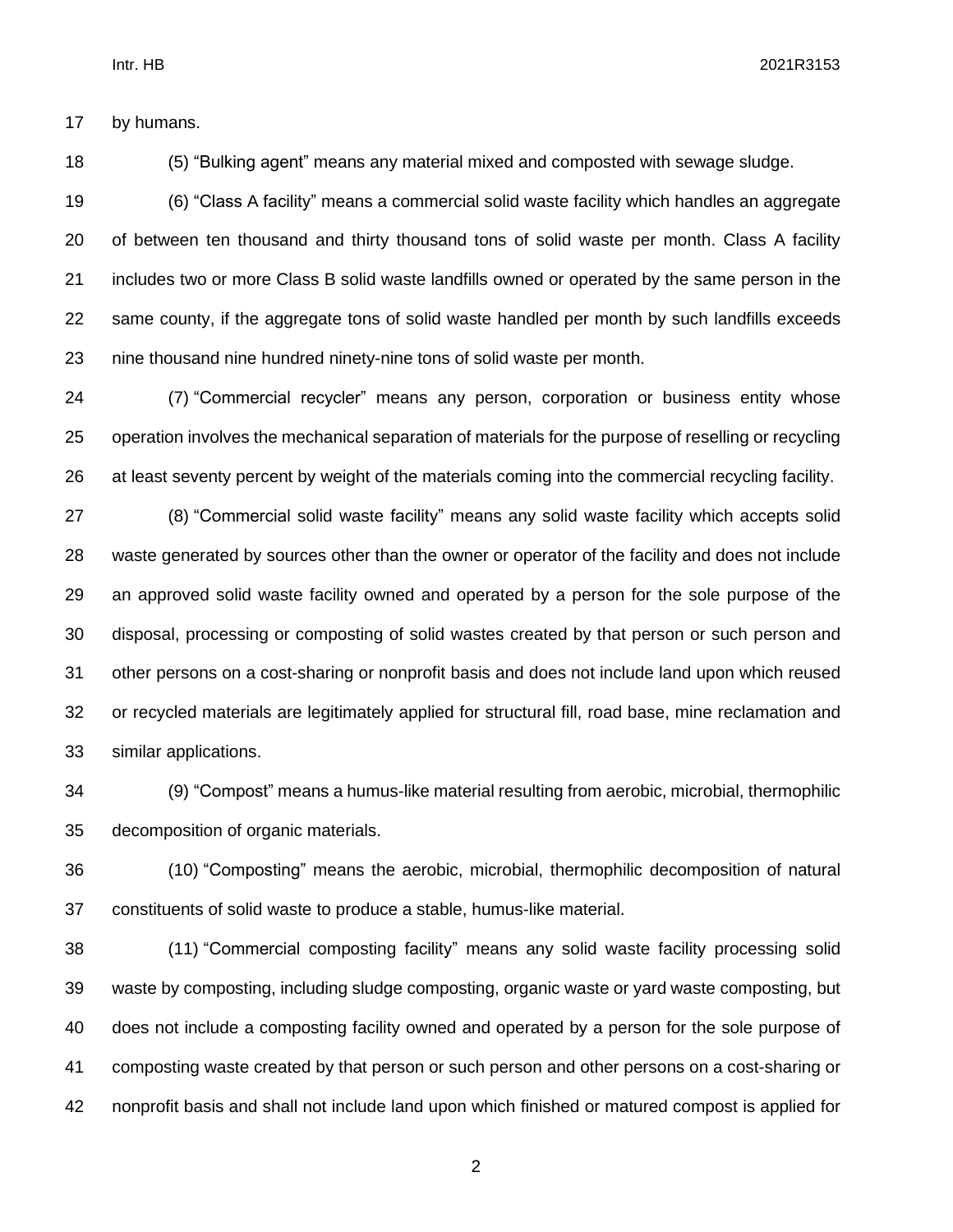by humans.

(5) "Bulking agent" means any material mixed and composted with sewage sludge.

(6) "Class A facility" means a commercial solid waste facility which handles an aggregate of between ten thousand and thirty thousand tons of solid waste per month. Class A facility includes two or more Class B solid waste landfills owned or operated by the same person in the same county, if the aggregate tons of solid waste handled per month by such landfills exceeds nine thousand nine hundred ninety-nine tons of solid waste per month.

(7) "Commercial recycler" means any person, corporation or business entity whose operation involves the mechanical separation of materials for the purpose of reselling or recycling at least seventy percent by weight of the materials coming into the commercial recycling facility.

(8) "Commercial solid waste facility" means any solid waste facility which accepts solid waste generated by sources other than the owner or operator of the facility and does not include an approved solid waste facility owned and operated by a person for the sole purpose of the disposal, processing or composting of solid wastes created by that person or such person and other persons on a cost-sharing or nonprofit basis and does not include land upon which reused or recycled materials are legitimately applied for structural fill, road base, mine reclamation and similar applications.

(9) "Compost" means a humus-like material resulting from aerobic, microbial, thermophilic decomposition of organic materials.

(10) "Composting" means the aerobic, microbial, thermophilic decomposition of natural constituents of solid waste to produce a stable, humus-like material.

(11) "Commercial composting facility" means any solid waste facility processing solid waste by composting, including sludge composting, organic waste or yard waste composting, but does not include a composting facility owned and operated by a person for the sole purpose of composting waste created by that person or such person and other persons on a cost-sharing or nonprofit basis and shall not include land upon which finished or matured compost is applied for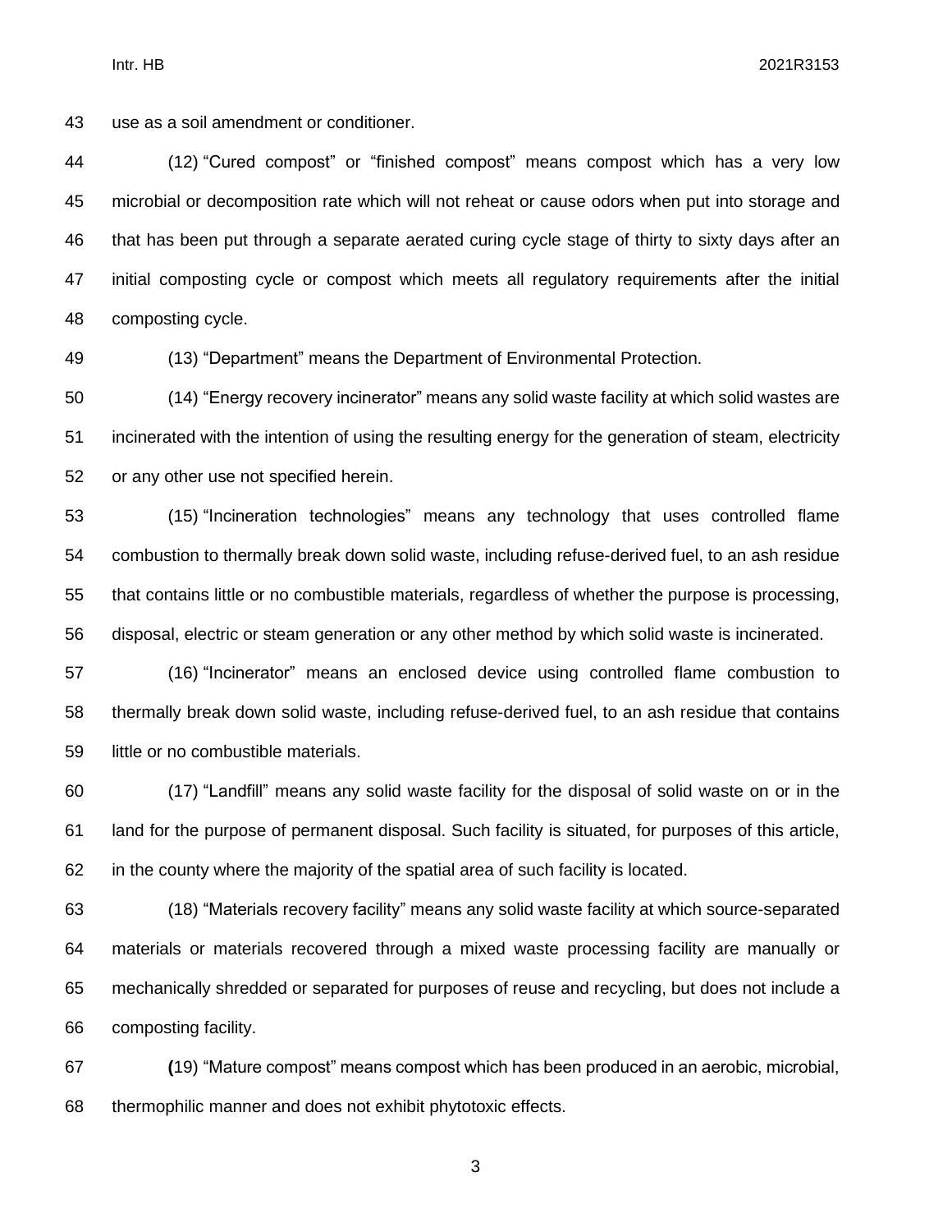use as a soil amendment or conditioner.

(12) "Cured compost" or "finished compost" means compost which has a very low microbial or decomposition rate which will not reheat or cause odors when put into storage and that has been put through a separate aerated curing cycle stage of thirty to sixty days after an initial composting cycle or compost which meets all regulatory requirements after the initial composting cycle.

(13) "Department" means the Department of Environmental Protection.

(14) "Energy recovery incinerator" means any solid waste facility at which solid wastes are incinerated with the intention of using the resulting energy for the generation of steam, electricity or any other use not specified herein.

(15) "Incineration technologies" means any technology that uses controlled flame combustion to thermally break down solid waste, including refuse-derived fuel, to an ash residue that contains little or no combustible materials, regardless of whether the purpose is processing, disposal, electric or steam generation or any other method by which solid waste is incinerated.

(16) "Incinerator" means an enclosed device using controlled flame combustion to thermally break down solid waste, including refuse-derived fuel, to an ash residue that contains little or no combustible materials.

(17) "Landfill" means any solid waste facility for the disposal of solid waste on or in the land for the purpose of permanent disposal. Such facility is situated, for purposes of this article, in the county where the majority of the spatial area of such facility is located.

(18) "Materials recovery facility" means any solid waste facility at which source-separated materials or materials recovered through a mixed waste processing facility are manually or mechanically shredded or separated for purposes of reuse and recycling, but does not include a composting facility.

**(**19) "Mature compost" means compost which has been produced in an aerobic, microbial, thermophilic manner and does not exhibit phytotoxic effects.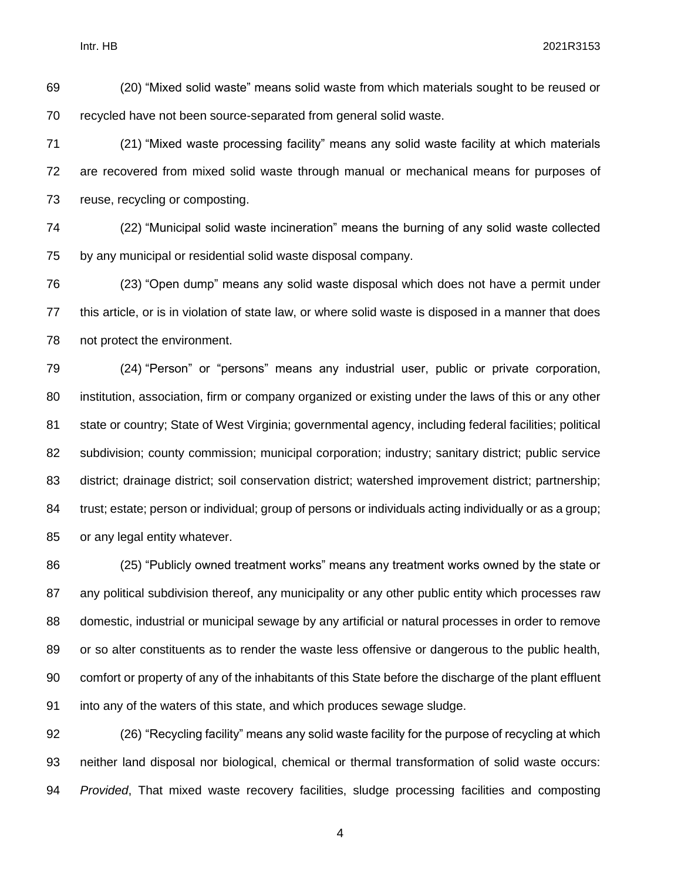(20) “Mixed solid waste” means solid waste from which materials sought to be reused or recycled have not been source-separated from general solid waste.

(21) “Mixed waste processing facility” means any solid waste facility at which materials are recovered from mixed solid waste through manual or mechanical means for purposes of reuse, recycling or composting.

(22) “Municipal solid waste incineration” means the burning of any solid waste collected by any municipal or residential solid waste disposal company.

(23) “Open dump” means any solid waste disposal which does not have a permit under this article, or is in violation of state law, or where solid waste is disposed in a manner that does not protect the environment.

(24) “Person” or “persons” means any industrial user, public or private corporation, institution, association, firm or company organized or existing under the laws of this or any other state or country; State of West Virginia; governmental agency, including federal facilities; political subdivision; county commission; municipal corporation; industry; sanitary district; public service district; drainage district; soil conservation district; watershed improvement district; partnership; trust; estate; person or individual; group of persons or individuals acting individually or as a group; or any legal entity whatever.

(25) “Publicly owned treatment works” means any treatment works owned by the state or any political subdivision thereof, any municipality or any other public entity which processes raw domestic, industrial or municipal sewage by any artificial or natural processes in order to remove or so alter constituents as to render the waste less offensive or dangerous to the public health, comfort or property of any of the inhabitants of this State before the discharge of the plant effluent into any of the waters of this state, and which produces sewage sludge.

(26) “Recycling facility” means any solid waste facility for the purpose of recycling at which neither land disposal nor biological, chemical or thermal transformation of solid waste occurs: *Provided*, That mixed waste recovery facilities, sludge processing facilities and composting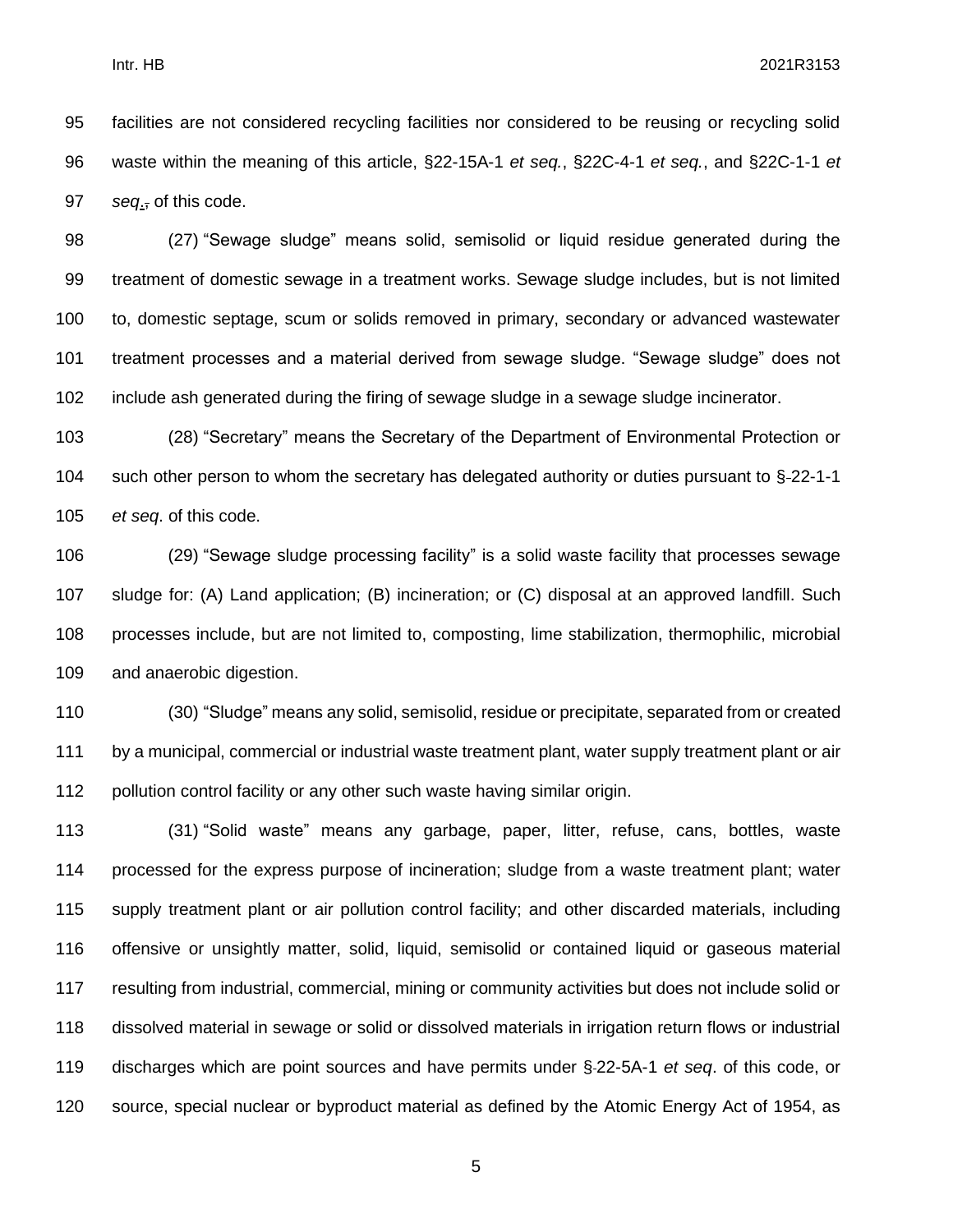facilities are not considered recycling facilities nor considered to be reusing or recycling solid waste within the meaning of this article, §22-15A-1 *et seq.*, §22C-4-1 *et seq.*, and §22C-1-1 *et seq.*, of this code.

(27) "Sewage sludge" means solid, semisolid or liquid residue generated during the treatment of domestic sewage in a treatment works. Sewage sludge includes, but is not limited to, domestic septage, scum or solids removed in primary, secondary or advanced wastewater treatment processes and a material derived from sewage sludge. "Sewage sludge" does not include ash generated during the firing of sewage sludge in a sewage sludge incinerator.

(28) "Secretary" means the Secretary of the Department of Environmental Protection or such other person to whom the secretary has delegated authority or duties pursuant to §22-1-1 *et seq.* of this code.

(29) "Sewage sludge processing facility" is a solid waste facility that processes sewage sludge for: (A) Land application; (B) incineration; or (C) disposal at an approved landfill. Such processes include, but are not limited to, composting, lime stabilization, thermophilic, microbial and anaerobic digestion.

(30) "Sludge" means any solid, semisolid, residue or precipitate, separated from or created by a municipal, commercial or industrial waste treatment plant, water supply treatment plant or air pollution control facility or any other such waste having similar origin.

(31) "Solid waste" means any garbage, paper, litter, refuse, cans, bottles, waste processed for the express purpose of incineration; sludge from a waste treatment plant; water supply treatment plant or air pollution control facility; and other discarded materials, including offensive or unsightly matter, solid, liquid, semisolid or contained liquid or gaseous material resulting from industrial, commercial, mining or community activities but does not include solid or dissolved material in sewage or solid or dissolved materials in irrigation return flows or industrial discharges which are point sources and have permits under §22-5A-1 *et seq.* of this code, or source, special nuclear or byproduct material as defined by the Atomic Energy Act of 1954, as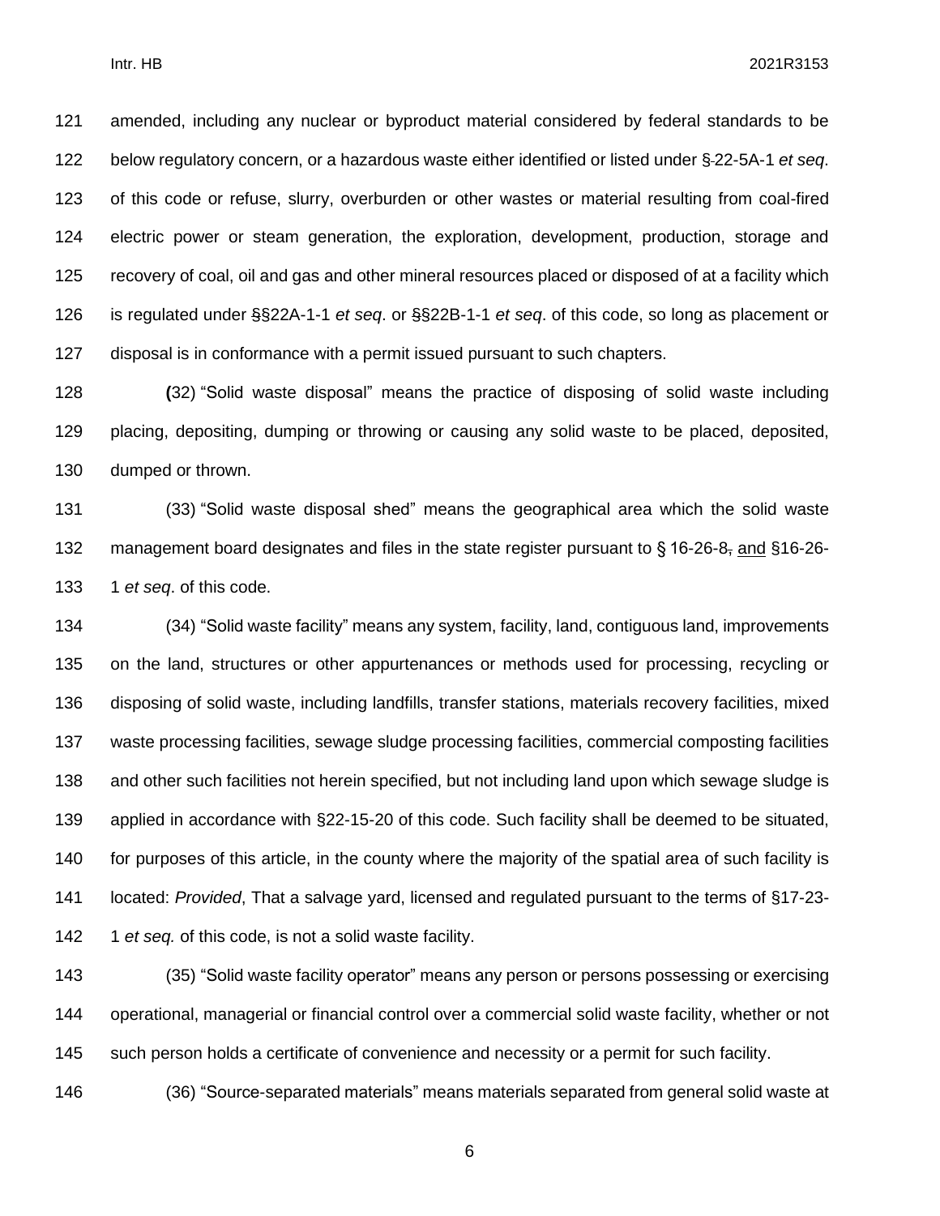amended, including any nuclear or byproduct material considered by federal standards to be below regulatory concern, or a hazardous waste either identified or listed under § 22-5A-1 *et seq*. of this code or refuse, slurry, overburden or other wastes or material resulting from coal-fired electric power or steam generation, the exploration, development, production, storage and recovery of coal, oil and gas and other mineral resources placed or disposed of at a facility which is regulated under §§22A-1-1 *et seq*. or §§22B-1-1 *et seq*. of this code, so long as placement or disposal is in conformance with a permit issued pursuant to such chapters.

(32) "Solid waste disposal" means the practice of disposing of solid waste including placing, depositing, dumping or throwing or causing any solid waste to be placed, deposited, dumped or thrown.

(33) "Solid waste disposal shed" means the geographical area which the solid waste management board designates and files in the state register pursuant to § 16-26-8~~,~~ <u>and</u> §16-26-1 *et seq*. of this code.

(34) "Solid waste facility" means any system, facility, land, contiguous land, improvements on the land, structures or other appurtenances or methods used for processing, recycling or disposing of solid waste, including landfills, transfer stations, materials recovery facilities, mixed waste processing facilities, sewage sludge processing facilities, commercial composting facilities and other such facilities not herein specified, but not including land upon which sewage sludge is applied in accordance with §22-15-20 of this code. Such facility shall be deemed to be situated, for purposes of this article, in the county where the majority of the spatial area of such facility is located: *Provided*, That a salvage yard, licensed and regulated pursuant to the terms of §17-23-1 *et seq.* of this code, is not a solid waste facility.

(35) "Solid waste facility operator" means any person or persons possessing or exercising operational, managerial or financial control over a commercial solid waste facility, whether or not such person holds a certificate of convenience and necessity or a permit for such facility.

(36) "Source-separated materials" means materials separated from general solid waste at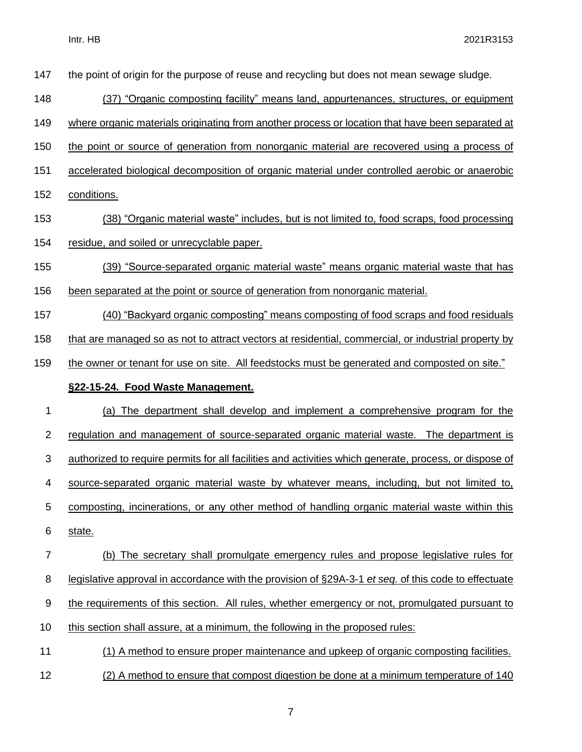the point of origin for the purpose of reuse and recycling but does not mean sewage sludge.

(37) "Organic composting facility" means land, appurtenances, structures, or equipment where organic materials originating from another process or location that have been separated at the point or source of generation from nonorganic material are recovered using a process of accelerated biological decomposition of organic material under controlled aerobic or anaerobic conditions.

(38) "Organic material waste" includes, but is not limited to, food scraps, food processing residue, and soiled or unrecyclable paper.

(39) "Source-separated organic material waste" means organic material waste that has been separated at the point or source of generation from nonorganic material.

(40) "Backyard organic composting" means composting of food scraps and food residuals that are managed so as not to attract vectors at residential, commercial, or industrial property by the owner or tenant for use on site. All feedstocks must be generated and composted on site."

**§22-15-24. Food Waste Management.**

(a) The department shall develop and implement a comprehensive program for the regulation and management of source-separated organic material waste. The department is authorized to require permits for all facilities and activities which generate, process, or dispose of source-separated organic material waste by whatever means, including, but not limited to, composting, incinerations, or any other method of handling organic material waste within this state.

(b) The secretary shall promulgate emergency rules and propose legislative rules for legislative approval in accordance with the provision of §29A-3-1 *et seq.* of this code to effectuate the requirements of this section. All rules, whether emergency or not, promulgated pursuant to this section shall assure, at a minimum, the following in the proposed rules:

(1) A method to ensure proper maintenance and upkeep of organic composting facilities.

(2) A method to ensure that compost digestion be done at a minimum temperature of 140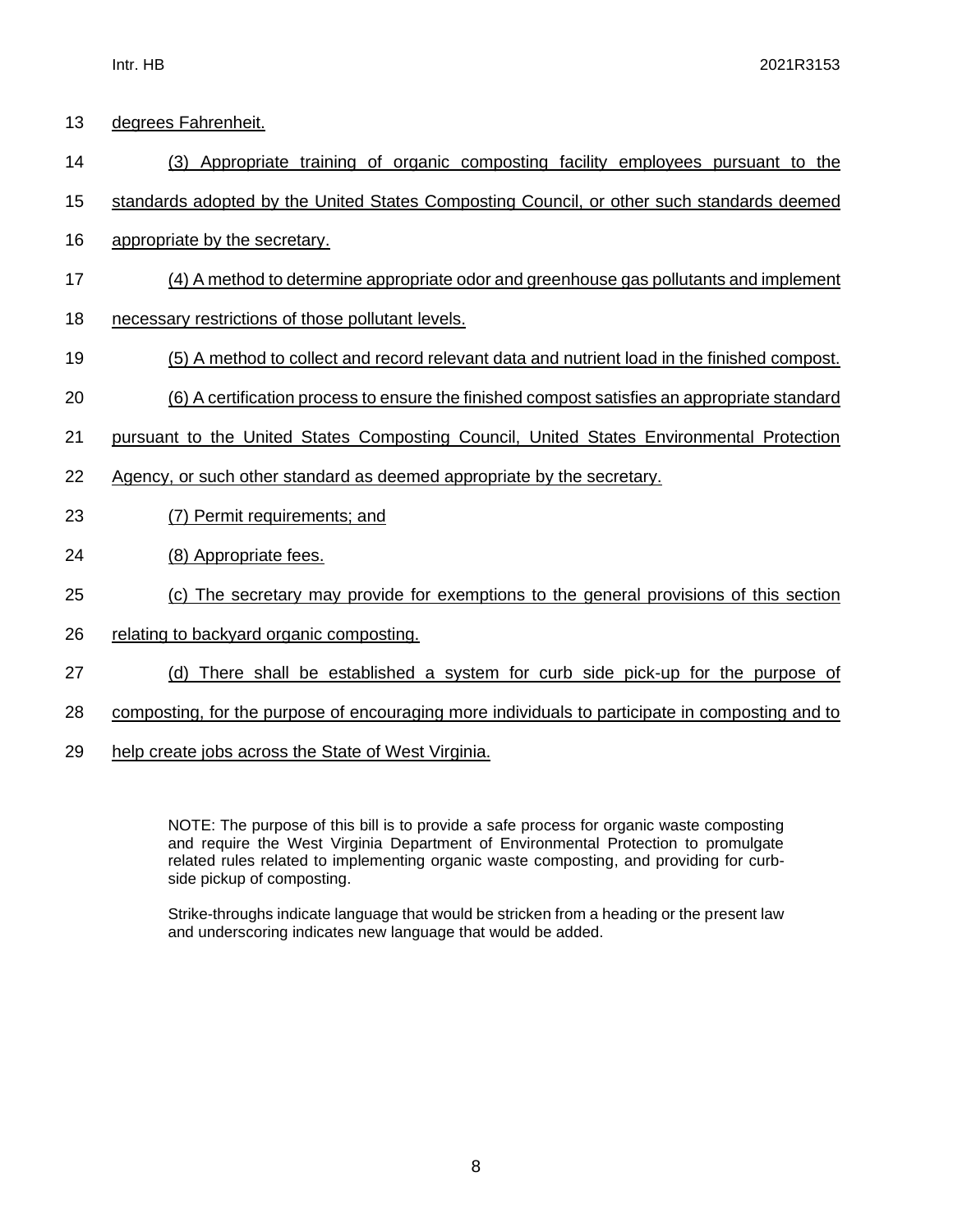degrees Fahrenheit.

(3) Appropriate training of organic composting facility employees pursuant to the standards adopted by the United States Composting Council, or other such standards deemed appropriate by the secretary.

(4) A method to determine appropriate odor and greenhouse gas pollutants and implement necessary restrictions of those pollutant levels.

(5) A method to collect and record relevant data and nutrient load in the finished compost.

(6) A certification process to ensure the finished compost satisfies an appropriate standard pursuant to the United States Composting Council, United States Environmental Protection Agency, or such other standard as deemed appropriate by the secretary.

(7) Permit requirements; and

(8) Appropriate fees.

(c) The secretary may provide for exemptions to the general provisions of this section relating to backyard organic composting.

(d) There shall be established a system for curb side pick-up for the purpose of composting, for the purpose of encouraging more individuals to participate in composting and to help create jobs across the State of West Virginia.

NOTE: The purpose of this bill is to provide a safe process for organic waste composting and require the West Virginia Department of Environmental Protection to promulgate related rules related to implementing organic waste composting, and providing for curb-side pickup of composting.

Strike-throughs indicate language that would be stricken from a heading or the present law and underscoring indicates new language that would be added.